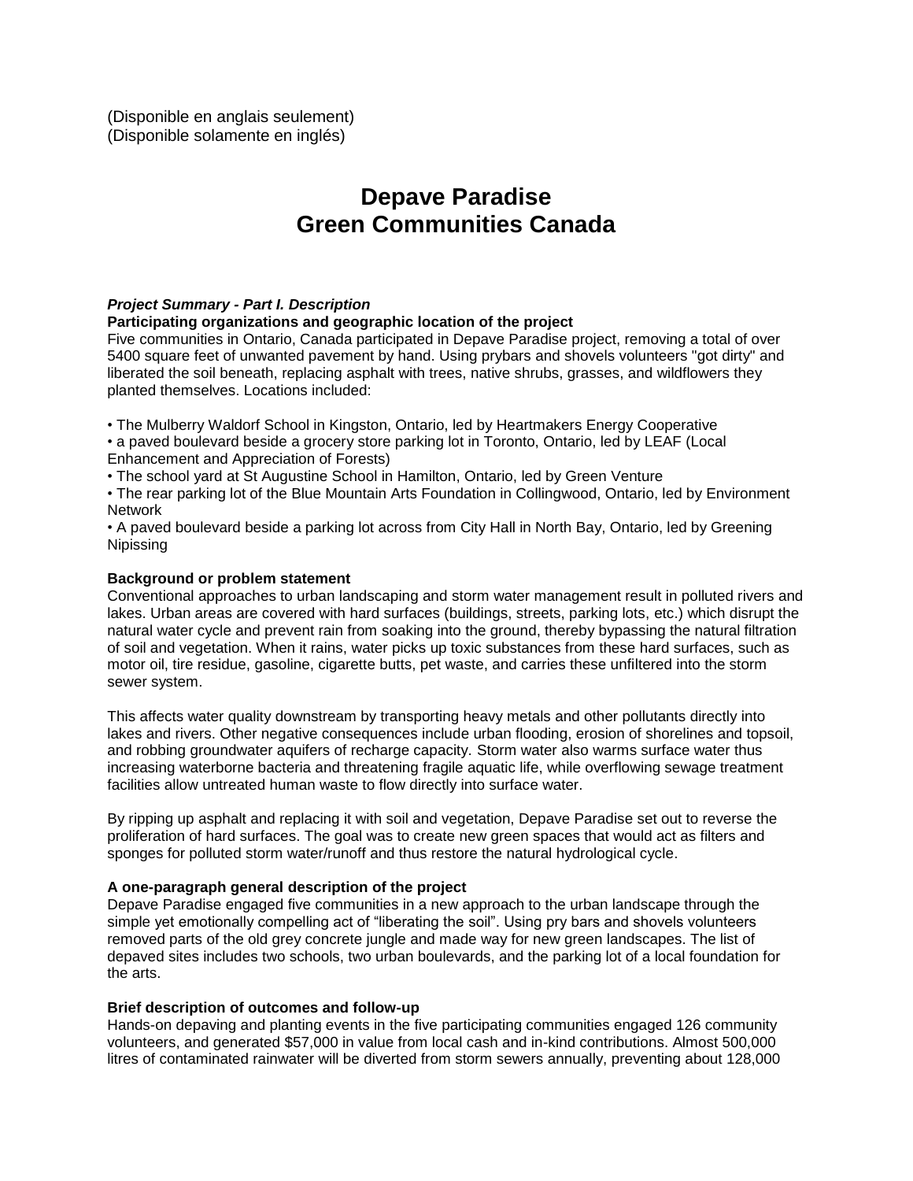(Disponible en anglais seulement)
(Disponible solamente en inglés)

# Depave Paradise
# Green Communities Canada

***Project Summary - Part I. Description***

**Participating organizations and geographic location of the project**

Five communities in Ontario, Canada participated in Depave Paradise project, removing a total of over 5400 square feet of unwanted pavement by hand. Using prybars and shovels volunteers "got dirty" and liberated the soil beneath, replacing asphalt with trees, native shrubs, grasses, and wildflowers they planted themselves. Locations included:

- The Mulberry Waldorf School in Kingston, Ontario, led by Heartmakers Energy Cooperative
- a paved boulevard beside a grocery store parking lot in Toronto, Ontario, led by LEAF (Local Enhancement and Appreciation of Forests)
- The school yard at St Augustine School in Hamilton, Ontario, led by Green Venture
- The rear parking lot of the Blue Mountain Arts Foundation in Collingwood, Ontario, led by Environment Network
- A paved boulevard beside a parking lot across from City Hall in North Bay, Ontario, led by Greening Nipissing

**Background or problem statement**

Conventional approaches to urban landscaping and storm water management result in polluted rivers and lakes. Urban areas are covered with hard surfaces (buildings, streets, parking lots, etc.) which disrupt the natural water cycle and prevent rain from soaking into the ground, thereby bypassing the natural filtration of soil and vegetation. When it rains, water picks up toxic substances from these hard surfaces, such as motor oil, tire residue, gasoline, cigarette butts, pet waste, and carries these unfiltered into the storm sewer system.

This affects water quality downstream by transporting heavy metals and other pollutants directly into lakes and rivers. Other negative consequences include urban flooding, erosion of shorelines and topsoil, and robbing groundwater aquifers of recharge capacity. Storm water also warms surface water thus increasing waterborne bacteria and threatening fragile aquatic life, while overflowing sewage treatment facilities allow untreated human waste to flow directly into surface water.

By ripping up asphalt and replacing it with soil and vegetation, Depave Paradise set out to reverse the proliferation of hard surfaces. The goal was to create new green spaces that would act as filters and sponges for polluted storm water/runoff and thus restore the natural hydrological cycle.

**A one-paragraph general description of the project**

Depave Paradise engaged five communities in a new approach to the urban landscape through the simple yet emotionally compelling act of “liberating the soil”. Using pry bars and shovels volunteers removed parts of the old grey concrete jungle and made way for new green landscapes. The list of depaved sites includes two schools, two urban boulevards, and the parking lot of a local foundation for the arts.

**Brief description of outcomes and follow-up**

Hands-on depaving and planting events in the five participating communities engaged 126 community volunteers, and generated $57,000 in value from local cash and in-kind contributions. Almost 500,000 litres of contaminated rainwater will be diverted from storm sewers annually, preventing about 128,000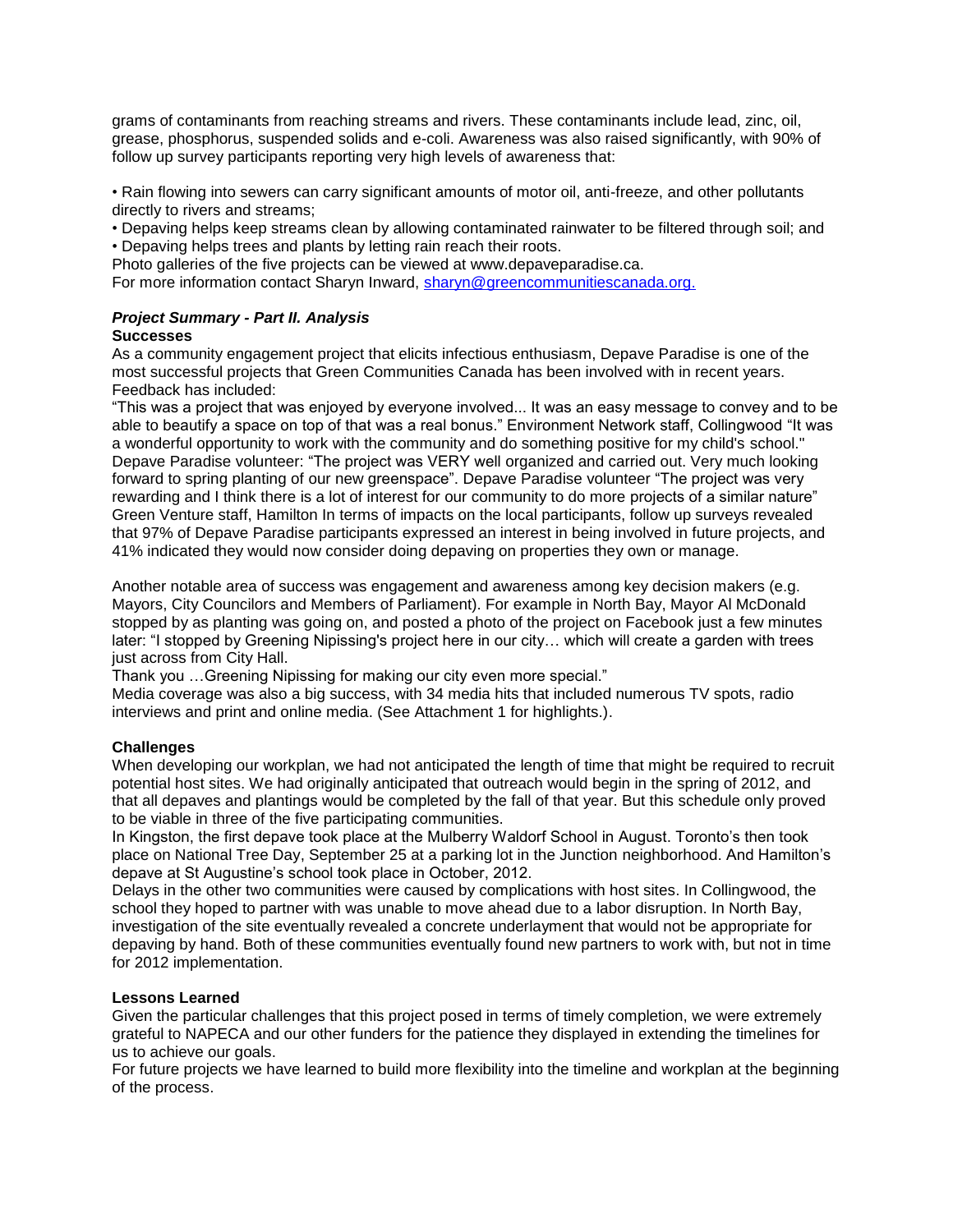grams of contaminants from reaching streams and rivers. These contaminants include lead, zinc, oil, grease, phosphorus, suspended solids and e-coli. Awareness was also raised significantly, with 90% of follow up survey participants reporting very high levels of awareness that:

- Rain flowing into sewers can carry significant amounts of motor oil, anti-freeze, and other pollutants directly to rivers and streams;
- Depaving helps keep streams clean by allowing contaminated rainwater to be filtered through soil; and
- Depaving helps trees and plants by letting rain reach their roots.

Photo galleries of the five projects can be viewed at www.depaveparadise.ca.
For more information contact Sharyn Inward, [sharyn@greencommunitiescanada.org.](mailto:sharyn@greencommunitiescanada.org)

### ***Project Summary - Part II. Analysis***

**Successes**

As a community engagement project that elicits infectious enthusiasm, Depave Paradise is one of the most successful projects that Green Communities Canada has been involved with in recent years. Feedback has included:

"This was a project that was enjoyed by everyone involved... It was an easy message to convey and to be able to beautify a space on top of that was a real bonus." Environment Network staff, Collingwood "It was a wonderful opportunity to work with the community and do something positive for my child's school." Depave Paradise volunteer: "The project was VERY well organized and carried out. Very much looking forward to spring planting of our new greenspace". Depave Paradise volunteer "The project was very rewarding and I think there is a lot of interest for our community to do more projects of a similar nature" Green Venture staff, Hamilton In terms of impacts on the local participants, follow up surveys revealed that 97% of Depave Paradise participants expressed an interest in being involved in future projects, and 41% indicated they would now consider doing depaving on properties they own or manage.

Another notable area of success was engagement and awareness among key decision makers (e.g. Mayors, City Councilors and Members of Parliament). For example in North Bay, Mayor Al McDonald stopped by as planting was going on, and posted a photo of the project on Facebook just a few minutes later: "I stopped by Greening Nipissing's project here in our city… which will create a garden with trees just across from City Hall.

Thank you …Greening Nipissing for making our city even more special."

Media coverage was also a big success, with 34 media hits that included numerous TV spots, radio interviews and print and online media. (See Attachment 1 for highlights.).

**Challenges**

When developing our workplan, we had not anticipated the length of time that might be required to recruit potential host sites. We had originally anticipated that outreach would begin in the spring of 2012, and that all depaves and plantings would be completed by the fall of that year. But this schedule only proved to be viable in three of the five participating communities.

In Kingston, the first depave took place at the Mulberry Waldorf School in August. Toronto's then took place on National Tree Day, September 25 at a parking lot in the Junction neighborhood. And Hamilton's depave at St Augustine's school took place in October, 2012.

Delays in the other two communities were caused by complications with host sites. In Collingwood, the school they hoped to partner with was unable to move ahead due to a labor disruption. In North Bay, investigation of the site eventually revealed a concrete underlayment that would not be appropriate for depaving by hand. Both of these communities eventually found new partners to work with, but not in time for 2012 implementation.

**Lessons Learned**

Given the particular challenges that this project posed in terms of timely completion, we were extremely grateful to NAPECA and our other funders for the patience they displayed in extending the timelines for us to achieve our goals.

For future projects we have learned to build more flexibility into the timeline and workplan at the beginning of the process.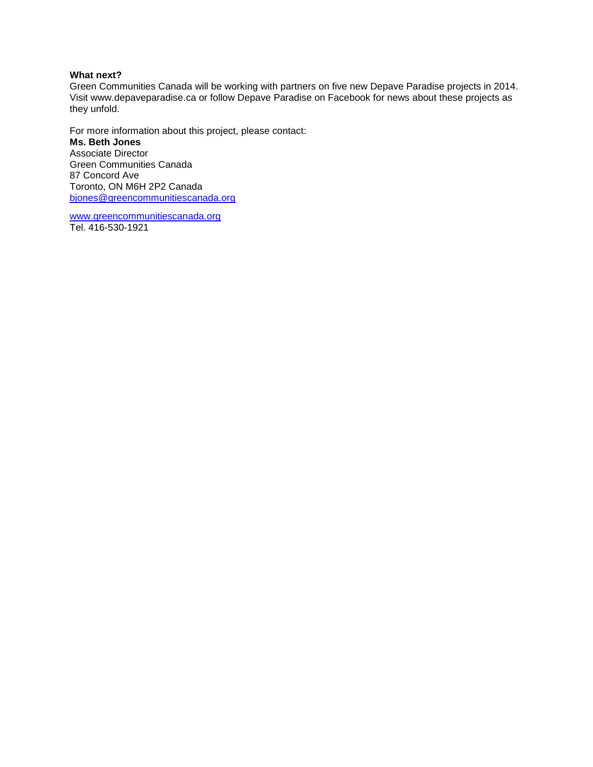**What next?**
Green Communities Canada will be working with partners on five new Depave Paradise projects in 2014. Visit www.depaveparadise.ca or follow Depave Paradise on Facebook for news about these projects as they unfold.

For more information about this project, please contact:
**Ms. Beth Jones**
Associate Director
Green Communities Canada
87 Concord Ave
Toronto, ON M6H 2P2 Canada
bjones@greencommunitiescanada.org

www.greencommunitiescanada.org
Tel. 416-530-1921